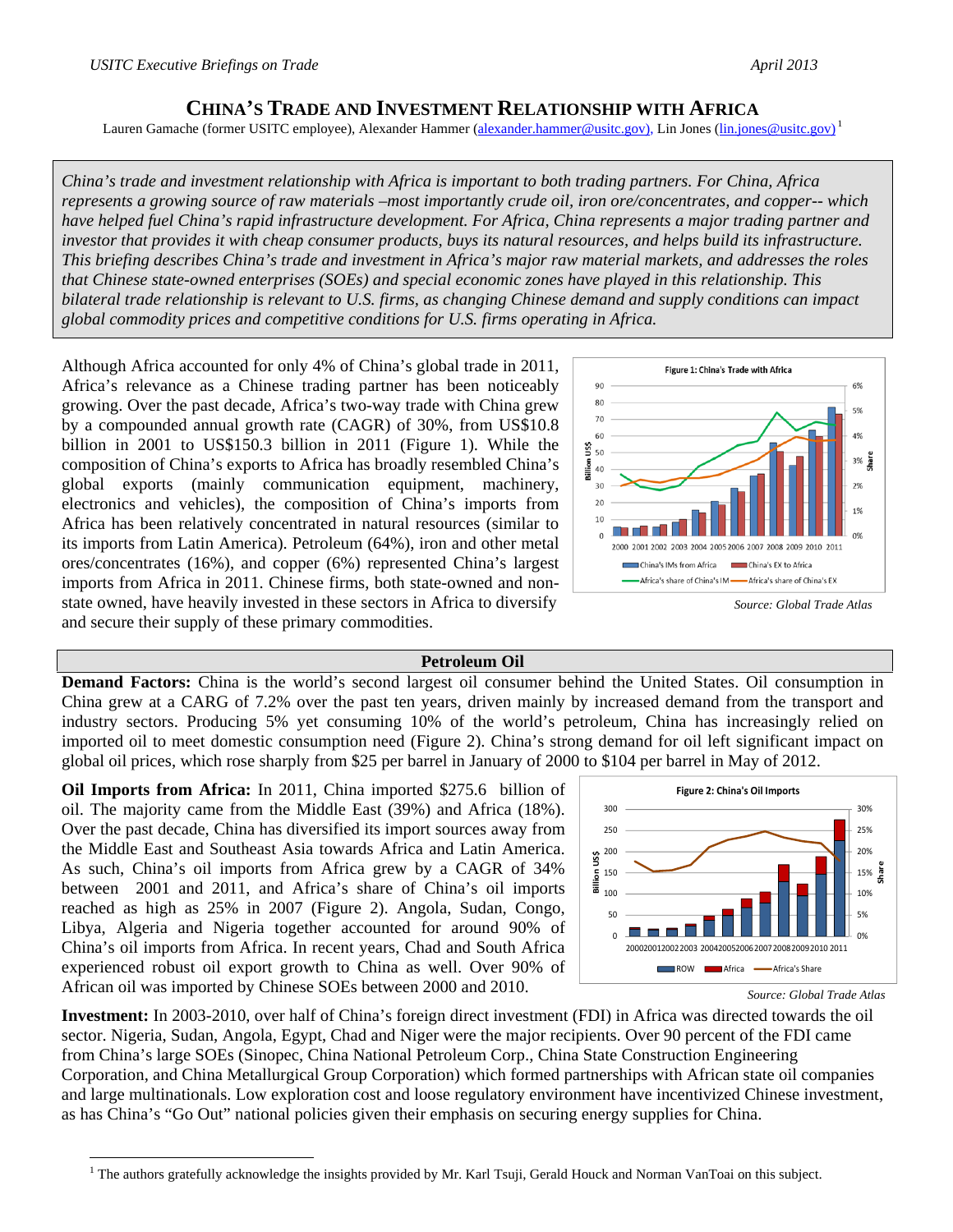*USITC Executive Briefings on Trade* *April 2013*

# CHINA'S TRADE AND INVESTMENT RELATIONSHIP WITH AFRICA

Lauren Gamache (former USITC employee), Alexander Hammer (alexander.hammer@usitc.gov), Lin Jones (lin.jones@usitc.gov)[1]

*China's trade and investment relationship with Africa is important to both trading partners. For China, Africa represents a growing source of raw materials –most importantly crude oil, iron ore/concentrates, and copper-- which have helped fuel China's rapid infrastructure development. For Africa, China represents a major trading partner and investor that provides it with cheap consumer products, buys its natural resources, and helps build its infrastructure. This briefing describes China's trade and investment in Africa's major raw material markets, and addresses the roles that Chinese state-owned enterprises (SOEs) and special economic zones have played in this relationship. This bilateral trade relationship is relevant to U.S. firms, as changing Chinese demand and supply conditions can impact global commodity prices and competitive conditions for U.S. firms operating in Africa.*

Although Africa accounted for only 4% of China's global trade in 2011, Africa's relevance as a Chinese trading partner has been noticeably growing. Over the past decade, Africa's two-way trade with China grew by a compounded annual growth rate (CAGR) of 30%, from US$10.8 billion in 2001 to US$150.3 billion in 2011 (Figure 1). While the composition of China's exports to Africa has broadly resembled China's global exports (mainly communication equipment, machinery, electronics and vehicles), the composition of China's imports from Africa has been relatively concentrated in natural resources (similar to its imports from Latin America). Petroleum (64%), iron and other metal ores/concentrates (16%), and copper (6%) represented China's largest imports from Africa in 2011. Chinese firms, both state-owned and non-state owned, have heavily invested in these sectors in Africa to diversify and secure their supply of these primary commodities.

Figure 1: China's Trade with Africa

*Source: Global Trade Atlas*

## Petroleum Oil

**Demand Factors:** China is the world's second largest oil consumer behind the United States. Oil consumption in China grew at a CARG of 7.2% over the past ten years, driven mainly by increased demand from the transport and industry sectors. Producing 5% yet consuming 10% of the world's petroleum, China has increasingly relied on imported oil to meet domestic consumption need (Figure 2). China's strong demand for oil left significant impact on global oil prices, which rose sharply from $25 per barrel in January of 2000 to $104 per barrel in May of 2012.

**Oil Imports from Africa:** In 2011, China imported $275.6 billion of oil. The majority came from the Middle East (39%) and Africa (18%). Over the past decade, China has diversified its import sources away from the Middle East and Southeast Asia towards Africa and Latin America. As such, China's oil imports from Africa grew by a CAGR of 34% between 2001 and 2011, and Africa's share of China's oil imports reached as high as 25% in 2007 (Figure 2). Angola, Sudan, Congo, Libya, Algeria and Nigeria together accounted for around 90% of China's oil imports from Africa. In recent years, Chad and South Africa experienced robust oil export growth to China as well. Over 90% of African oil was imported by Chinese SOEs between 2000 and 2010.

Figure 2: China's Oil Imports

*Source: Global Trade Atlas*

**Investment:** In 2003-2010, over half of China's foreign direct investment (FDI) in Africa was directed towards the oil sector. Nigeria, Sudan, Angola, Egypt, Chad and Niger were the major recipients. Over 90 percent of the FDI came from China's large SOEs (Sinopec, China National Petroleum Corp., China State Construction Engineering Corporation, and China Metallurgical Group Corporation) which formed partnerships with African state oil companies and large multinationals. Low exploration cost and loose regulatory environment have incentivized Chinese investment, as has China's "Go Out" national policies given their emphasis on securing energy supplies for China.

[1] The authors gratefully acknowledge the insights provided by Mr. Karl Tsuji, Gerald Houck and Norman VanToai on this subject.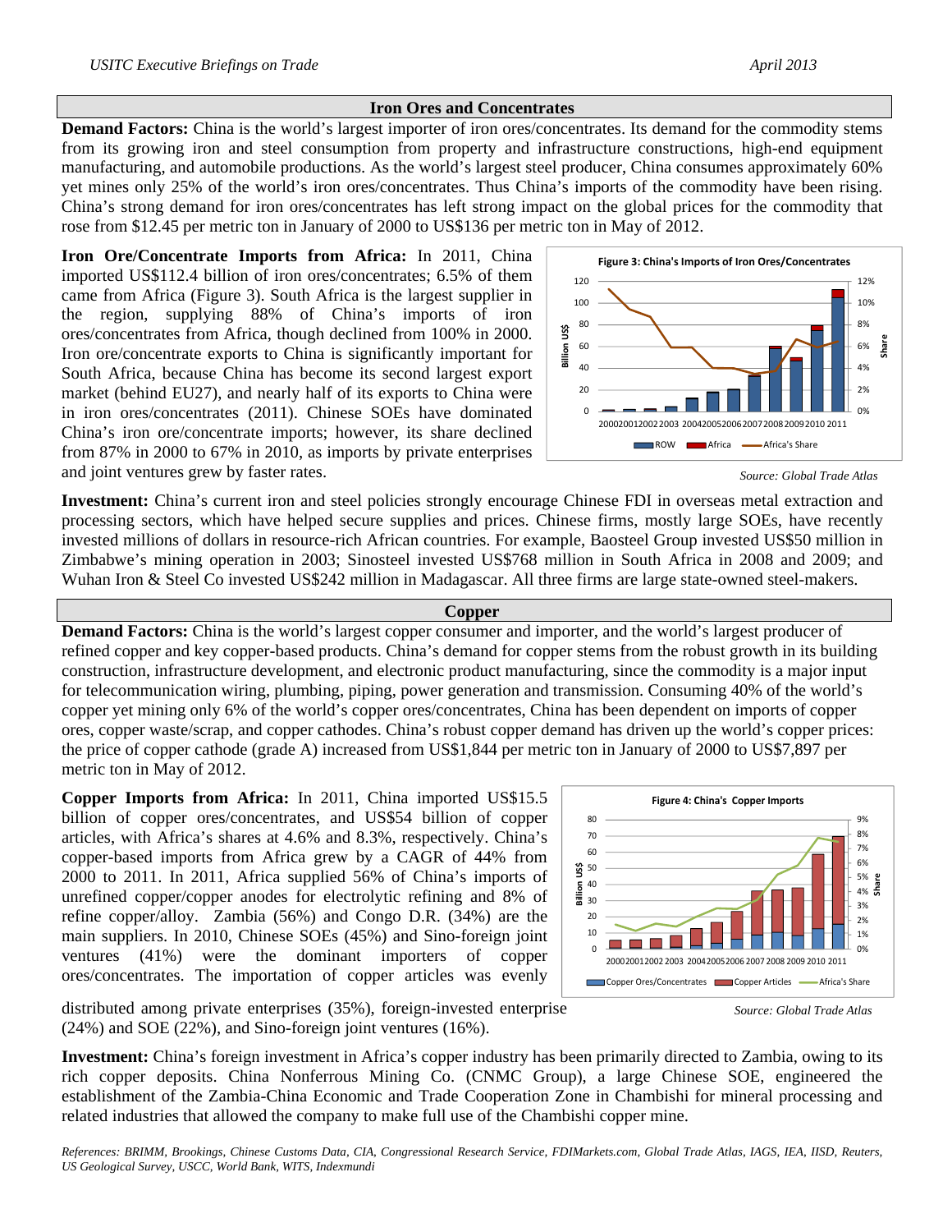## Iron Ores and Concentrates

**Demand Factors:** China is the world's largest importer of iron ores/concentrates. Its demand for the commodity stems from its growing iron and steel consumption from property and infrastructure constructions, high-end equipment manufacturing, and automobile productions. As the world's largest steel producer, China consumes approximately 60% yet mines only 25% of the world's iron ores/concentrates. Thus China's imports of the commodity have been rising. China's strong demand for iron ores/concentrates has left strong impact on the global prices for the commodity that rose from $12.45 per metric ton in January of 2000 to US$136 per metric ton in May of 2012.

**Iron Ore/Concentrate Imports from Africa:** In 2011, China imported US$112.4 billion of iron ores/concentrates; 6.5% of them came from Africa (Figure 3). South Africa is the largest supplier in the region, supplying 88% of China's imports of iron ores/concentrates from Africa, though declined from 100% in 2000. Iron ore/concentrate exports to China is significantly important for South Africa, because China has become its second largest export market (behind EU27), and nearly half of its exports to China were in iron ores/concentrates (2011). Chinese SOEs have dominated China's iron ore/concentrate imports; however, its share declined from 87% in 2000 to 67% in 2010, as imports by private enterprises and joint ventures grew by faster rates.

**Figure 3: China's Imports of Iron Ores/Concentrates**

Billion US$: 0, 20, 40, 60, 80, 100, 120

Share: 0%, 2%, 4%, 6%, 8%, 10%, 12%

2000 2001 2002 2003 2004 2005 2006 2007 2008 2009 2010 2011

ROW · Africa · Africa's Share

*Source: Global Trade Atlas*

**Investment:** China's current iron and steel policies strongly encourage Chinese FDI in overseas metal extraction and processing sectors, which have helped secure supplies and prices. Chinese firms, mostly large SOEs, have recently invested millions of dollars in resource-rich African countries. For example, Baosteel Group invested US$50 million in Zimbabwe's mining operation in 2003; Sinosteel invested US$768 million in South Africa in 2008 and 2009; and Wuhan Iron & Steel Co invested US$242 million in Madagascar. All three firms are large state-owned steel-makers.

## Copper

**Demand Factors:** China is the world's largest copper consumer and importer, and the world's largest producer of refined copper and key copper-based products. China's demand for copper stems from the robust growth in its building construction, infrastructure development, and electronic product manufacturing, since the commodity is a major input for telecommunication wiring, plumbing, piping, power generation and transmission. Consuming 40% of the world's copper yet mining only 6% of the world's copper ores/concentrates, China has been dependent on imports of copper ores, copper waste/scrap, and copper cathodes. China's robust copper demand has driven up the world's copper prices: the price of copper cathode (grade A) increased from US$1,844 per metric ton in January of 2000 to US$7,897 per metric ton in May of 2012.

**Copper Imports from Africa:** In 2011, China imported US$15.5 billion of copper ores/concentrates, and US$54 billion of copper articles, with Africa's shares at 4.6% and 8.3%, respectively. China's copper-based imports from Africa grew by a CAGR of 44% from 2000 to 2011. In 2011, Africa supplied 56% of China's imports of unrefined copper/copper anodes for electrolytic refining and 8% of refine copper/alloy. Zambia (56%) and Congo D.R. (34%) are the main suppliers. In 2010, Chinese SOEs (45%) and Sino-foreign joint ventures (41%) were the dominant importers of copper ores/concentrates. The importation of copper articles was evenly distributed among private enterprises (35%), foreign-invested enterprise (24%) and SOE (22%), and Sino-foreign joint ventures (16%).

**Figure 4: China's Copper Imports**

Billion US$: 0, 10, 20, 30, 40, 50, 60, 70, 80

Share: 0%, 1%, 2%, 3%, 4%, 5%, 6%, 7%, 8%, 9%

2000 2001 2002 2003 2004 2005 2006 2007 2008 2009 2010 2011

Copper Ores/Concentrates · Copper Articles · Africa's Share

*Source: Global Trade Atlas*

**Investment:** China's foreign investment in Africa's copper industry has been primarily directed to Zambia, owing to its rich copper deposits. China Nonferrous Mining Co. (CNMC Group), a large Chinese SOE, engineered the establishment of the Zambia-China Economic and Trade Cooperation Zone in Chambishi for mineral processing and related industries that allowed the company to make full use of the Chambishi copper mine.

*References: BRIMM, Brookings, Chinese Customs Data, CIA, Congressional Research Service, FDIMarkets.com, Global Trade Atlas, IAGS, IEA, IISD, Reuters, US Geological Survey, USCC, World Bank, WITS, Indexmundi*